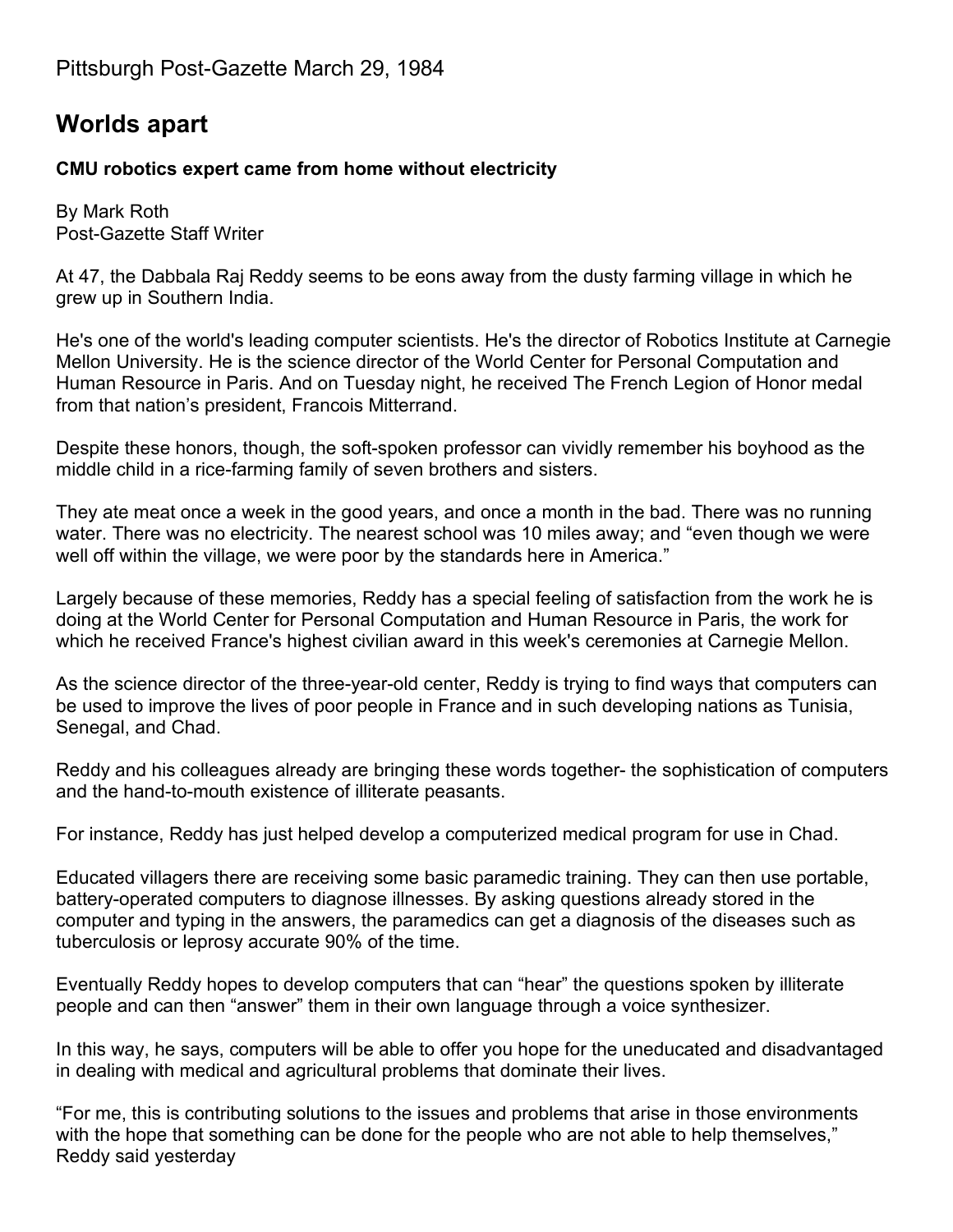Pittsburgh Post-Gazette March 29, 1984

# Worlds apart

**CMU robotics expert came from home without electricity**

By Mark Roth
Post-Gazette Staff Writer

At 47, the Dabbala Raj Reddy seems to be eons away from the dusty farming village in which he grew up in Southern India.

He's one of the world's leading computer scientists. He's the director of Robotics Institute at Carnegie Mellon University. He is the science director of the World Center for Personal Computation and Human Resource in Paris. And on Tuesday night, he received The French Legion of Honor medal from that nation's president, Francois Mitterrand.

Despite these honors, though, the soft-spoken professor can vividly remember his boyhood as the middle child in a rice-farming family of seven brothers and sisters.

They ate meat once a week in the good years, and once a month in the bad. There was no running water. There was no electricity. The nearest school was 10 miles away; and "even though we were well off within the village, we were poor by the standards here in America."

Largely because of these memories, Reddy has a special feeling of satisfaction from the work he is doing at the World Center for Personal Computation and Human Resource in Paris, the work for which he received France's highest civilian award in this week's ceremonies at Carnegie Mellon.

As the science director of the three-year-old center, Reddy is trying to find ways that computers can be used to improve the lives of poor people in France and in such developing nations as Tunisia, Senegal, and Chad.

Reddy and his colleagues already are bringing these words together- the sophistication of computers and the hand-to-mouth existence of illiterate peasants.

For instance, Reddy has just helped develop a computerized medical program for use in Chad.

Educated villagers there are receiving some basic paramedic training. They can then use portable, battery-operated computers to diagnose illnesses. By asking questions already stored in the computer and typing in the answers, the paramedics can get a diagnosis of the diseases such as tuberculosis or leprosy accurate 90% of the time.

Eventually Reddy hopes to develop computers that can "hear" the questions spoken by illiterate people and can then "answer" them in their own language through a voice synthesizer.

In this way, he says, computers will be able to offer you hope for the uneducated and disadvantaged in dealing with medical and agricultural problems that dominate their lives.

"For me, this is contributing solutions to the issues and problems that arise in those environments with the hope that something can be done for the people who are not able to help themselves," Reddy said yesterday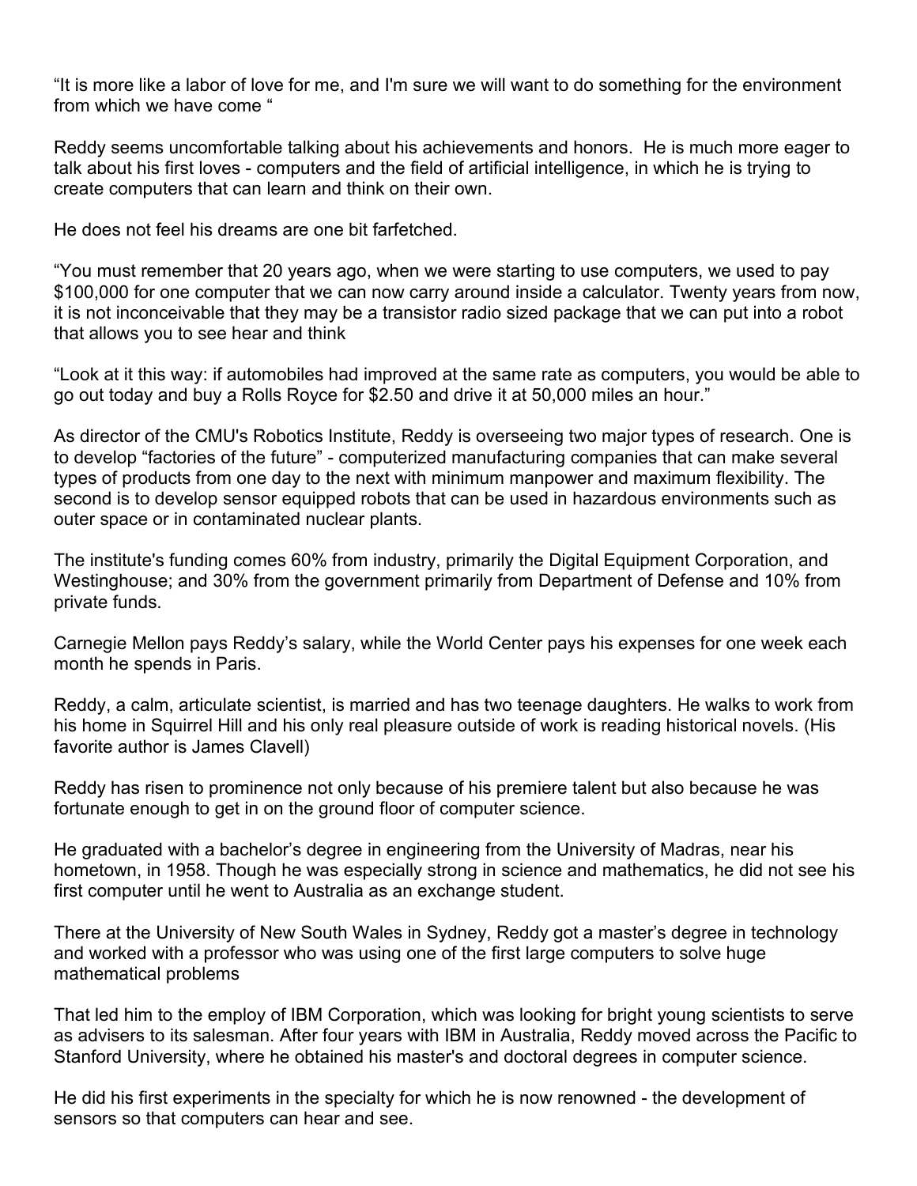“It is more like a labor of love for me, and I'm sure we will want to do something for the environment from which we have come “

Reddy seems uncomfortable talking about his achievements and honors. He is much more eager to talk about his first loves - computers and the field of artificial intelligence, in which he is trying to create computers that can learn and think on their own.

He does not feel his dreams are one bit farfetched.

“You must remember that 20 years ago, when we were starting to use computers, we used to pay $100,000 for one computer that we can now carry around inside a calculator. Twenty years from now, it is not inconceivable that they may be a transistor radio sized package that we can put into a robot that allows you to see hear and think

“Look at it this way: if automobiles had improved at the same rate as computers, you would be able to go out today and buy a Rolls Royce for $2.50 and drive it at 50,000 miles an hour.”

As director of the CMU's Robotics Institute, Reddy is overseeing two major types of research. One is to develop “factories of the future” - computerized manufacturing companies that can make several types of products from one day to the next with minimum manpower and maximum flexibility. The second is to develop sensor equipped robots that can be used in hazardous environments such as outer space or in contaminated nuclear plants.

The institute's funding comes 60% from industry, primarily the Digital Equipment Corporation, and Westinghouse; and 30% from the government primarily from Department of Defense and 10% from private funds.

Carnegie Mellon pays Reddy’s salary, while the World Center pays his expenses for one week each month he spends in Paris.

Reddy, a calm, articulate scientist, is married and has two teenage daughters. He walks to work from his home in Squirrel Hill and his only real pleasure outside of work is reading historical novels. (His favorite author is James Clavell)

Reddy has risen to prominence not only because of his premiere talent but also because he was fortunate enough to get in on the ground floor of computer science.

He graduated with a bachelor’s degree in engineering from the University of Madras, near his hometown, in 1958. Though he was especially strong in science and mathematics, he did not see his first computer until he went to Australia as an exchange student.

There at the University of New South Wales in Sydney, Reddy got a master’s degree in technology and worked with a professor who was using one of the first large computers to solve huge mathematical problems

That led him to the employ of IBM Corporation, which was looking for bright young scientists to serve as advisers to its salesman. After four years with IBM in Australia, Reddy moved across the Pacific to Stanford University, where he obtained his master's and doctoral degrees in computer science.

He did his first experiments in the specialty for which he is now renowned - the development of sensors so that computers can hear and see.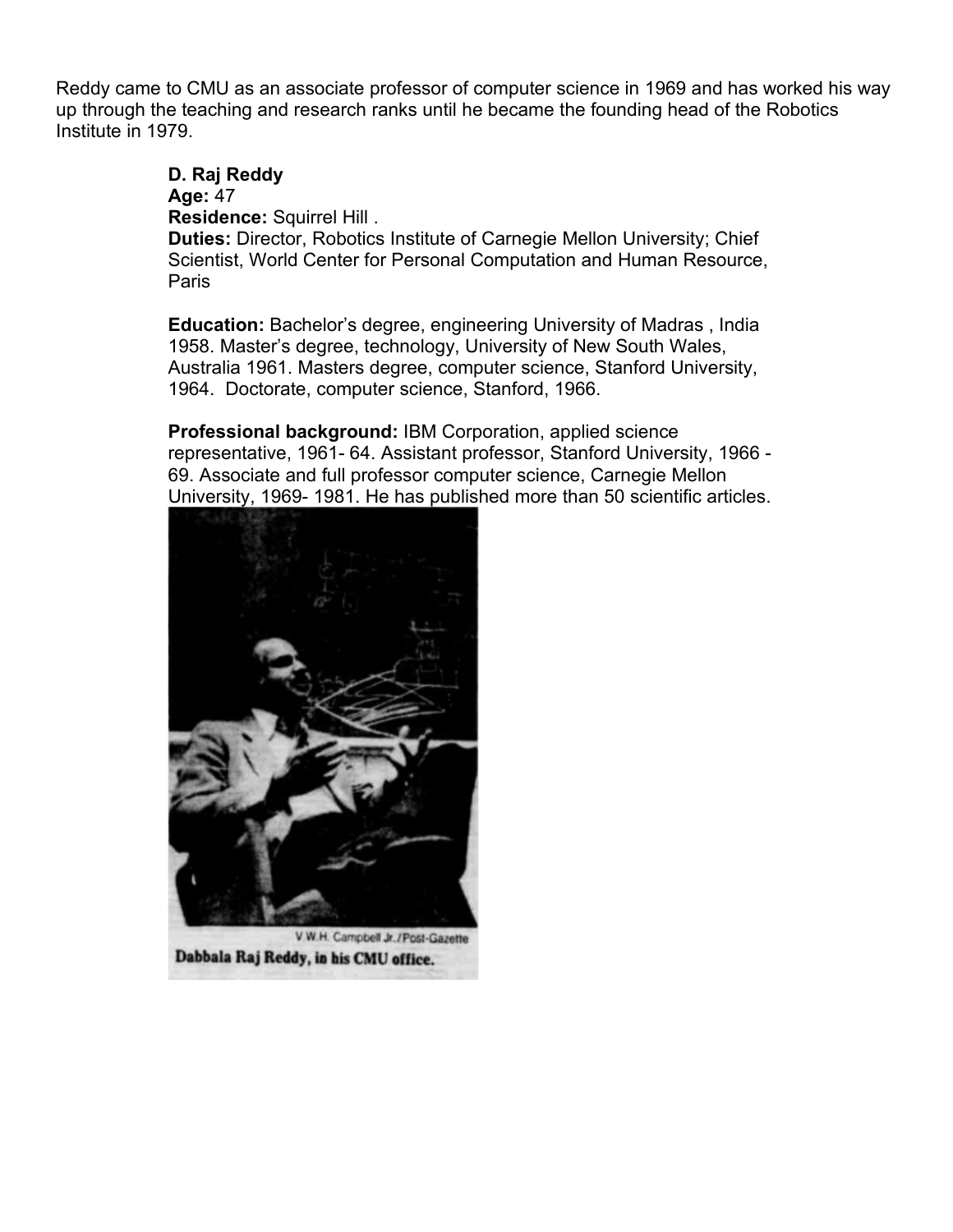Reddy came to CMU as an associate professor of computer science in 1969 and has worked his way up through the teaching and research ranks until he became the founding head of the Robotics Institute in 1979.

**D. Raj Reddy**
**Age:** 47
**Residence:** Squirrel Hill .
**Duties:** Director, Robotics Institute of Carnegie Mellon University; Chief Scientist, World Center for Personal Computation and Human Resource, Paris

**Education:** Bachelor's degree, engineering University of Madras , India 1958. Master's degree, technology, University of New South Wales, Australia 1961. Masters degree, computer science, Stanford University, 1964. Doctorate, computer science, Stanford, 1966.

**Professional background:** IBM Corporation, applied science representative, 1961- 64. Assistant professor, Stanford University, 1966 - 69. Associate and full professor computer science, Carnegie Mellon University, 1969- 1981. He has published more than 50 scientific articles.

V.W.H. Campbell Jr./Post-Gazette

**Dabbala Raj Reddy, in his CMU office.**